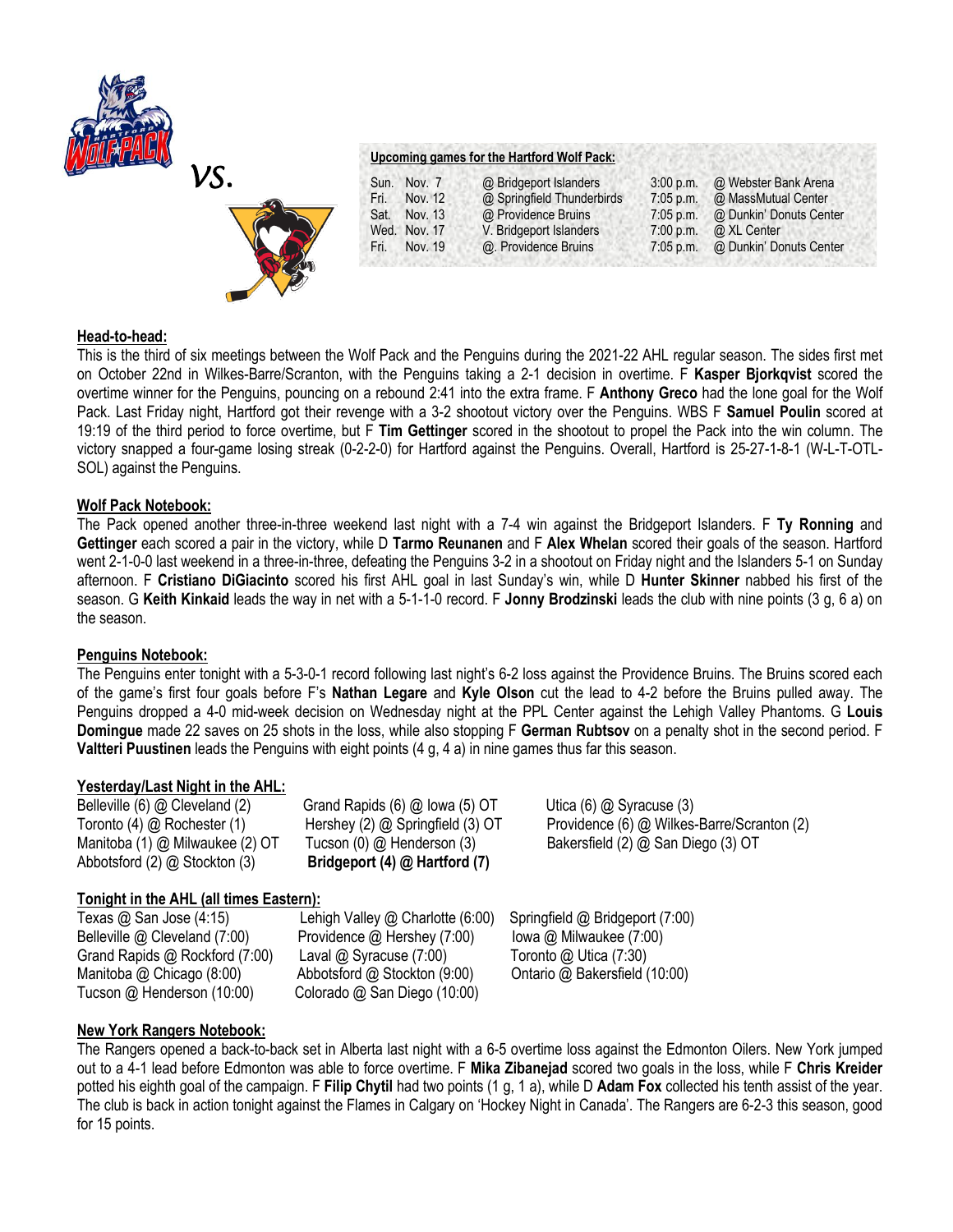vs.

**Upcoming games for the Hartford Wolf Pack:**

| | | | | |
|---|---|---|---|---|
| Sun. | Nov. 7 | @ Bridgeport Islanders | 3:00 p.m. | @ Webster Bank Arena |
| Fri. | Nov. 12 | @ Springfield Thunderbirds | 7:05 p.m. | @ MassMutual Center |
| Sat. | Nov. 13 | @ Providence Bruins | 7:05 p.m. | @ Dunkin' Donuts Center |
| Wed. | Nov. 17 | V. Bridgeport Islanders | 7:00 p.m. | @ XL Center |
| Fri. | Nov. 19 | @. Providence Bruins | 7:05 p.m. | @ Dunkin' Donuts Center |

## Head-to-head:

This is the third of six meetings between the Wolf Pack and the Penguins during the 2021-22 AHL regular season. The sides first met on October 22nd in Wilkes-Barre/Scranton, with the Penguins taking a 2-1 decision in overtime. F **Kasper Bjorkqvist** scored the overtime winner for the Penguins, pouncing on a rebound 2:41 into the extra frame. F **Anthony Greco** had the lone goal for the Wolf Pack. Last Friday night, Hartford got their revenge with a 3-2 shootout victory over the Penguins. WBS F **Samuel Poulin** scored at 19:19 of the third period to force overtime, but F **Tim Gettinger** scored in the shootout to propel the Pack into the win column. The victory snapped a four-game losing streak (0-2-2-0) for Hartford against the Penguins. Overall, Hartford is 25-27-1-8-1 (W-L-T-OTL-SOL) against the Penguins.

## Wolf Pack Notebook:

The Pack opened another three-in-three weekend last night with a 7-4 win against the Bridgeport Islanders. F **Ty Ronning** and **Gettinger** each scored a pair in the victory, while D **Tarmo Reunanen** and F **Alex Whelan** scored their goals of the season. Hartford went 2-1-0-0 last weekend in a three-in-three, defeating the Penguins 3-2 in a shootout on Friday night and the Islanders 5-1 on Sunday afternoon. F **Cristiano DiGiacinto** scored his first AHL goal in last Sunday's win, while D **Hunter Skinner** nabbed his first of the season. G **Keith Kinkaid** leads the way in net with a 5-1-1-0 record. F **Jonny Brodzinski** leads the club with nine points (3 g, 6 a) on the season.

## Penguins Notebook:

The Penguins enter tonight with a 5-3-0-1 record following last night's 6-2 loss against the Providence Bruins. The Bruins scored each of the game's first four goals before F's **Nathan Legare** and **Kyle Olson** cut the lead to 4-2 before the Bruins pulled away. The Penguins dropped a 4-0 mid-week decision on Wednesday night at the PPL Center against the Lehigh Valley Phantoms. G **Louis Domingue** made 22 saves on 25 shots in the loss, while also stopping F **German Rubtsov** on a penalty shot in the second period. F **Valtteri Puustinen** leads the Penguins with eight points (4 g, 4 a) in nine games thus far this season.

## Yesterday/Last Night in the AHL:

| | | |
|---|---|---|
| Belleville (6) @ Cleveland (2) | Grand Rapids (6) @ Iowa (5) OT | Utica (6) @ Syracuse (3) |
| Toronto (4) @ Rochester (1) | Hershey (2) @ Springfield (3) OT | Providence (6) @ Wilkes-Barre/Scranton (2) |
| Manitoba (1) @ Milwaukee (2) OT | Tucson (0) @ Henderson (3) | Bakersfield (2) @ San Diego (3) OT |
| Abbotsford (2) @ Stockton (3) | **Bridgeport (4) @ Hartford (7)** | |

## Tonight in the AHL (all times Eastern):

| | | |
|---|---|---|
| Texas @ San Jose (4:15) | Lehigh Valley @ Charlotte (6:00) | Springfield @ Bridgeport (7:00) |
| Belleville @ Cleveland (7:00) | Providence @ Hershey (7:00) | Iowa @ Milwaukee (7:00) |
| Grand Rapids @ Rockford (7:00) | Laval @ Syracuse (7:00) | Toronto @ Utica (7:30) |
| Manitoba @ Chicago (8:00) | Abbotsford @ Stockton (9:00) | Ontario @ Bakersfield (10:00) |
| Tucson @ Henderson (10:00) | Colorado @ San Diego (10:00) | |

## New York Rangers Notebook:

The Rangers opened a back-to-back set in Alberta last night with a 6-5 overtime loss against the Edmonton Oilers. New York jumped out to a 4-1 lead before Edmonton was able to force overtime. F **Mika Zibanejad** scored two goals in the loss, while F **Chris Kreider** potted his eighth goal of the campaign. F **Filip Chytil** had two points (1 g, 1 a), while D **Adam Fox** collected his tenth assist of the year. The club is back in action tonight against the Flames in Calgary on 'Hockey Night in Canada'. The Rangers are 6-2-3 this season, good for 15 points.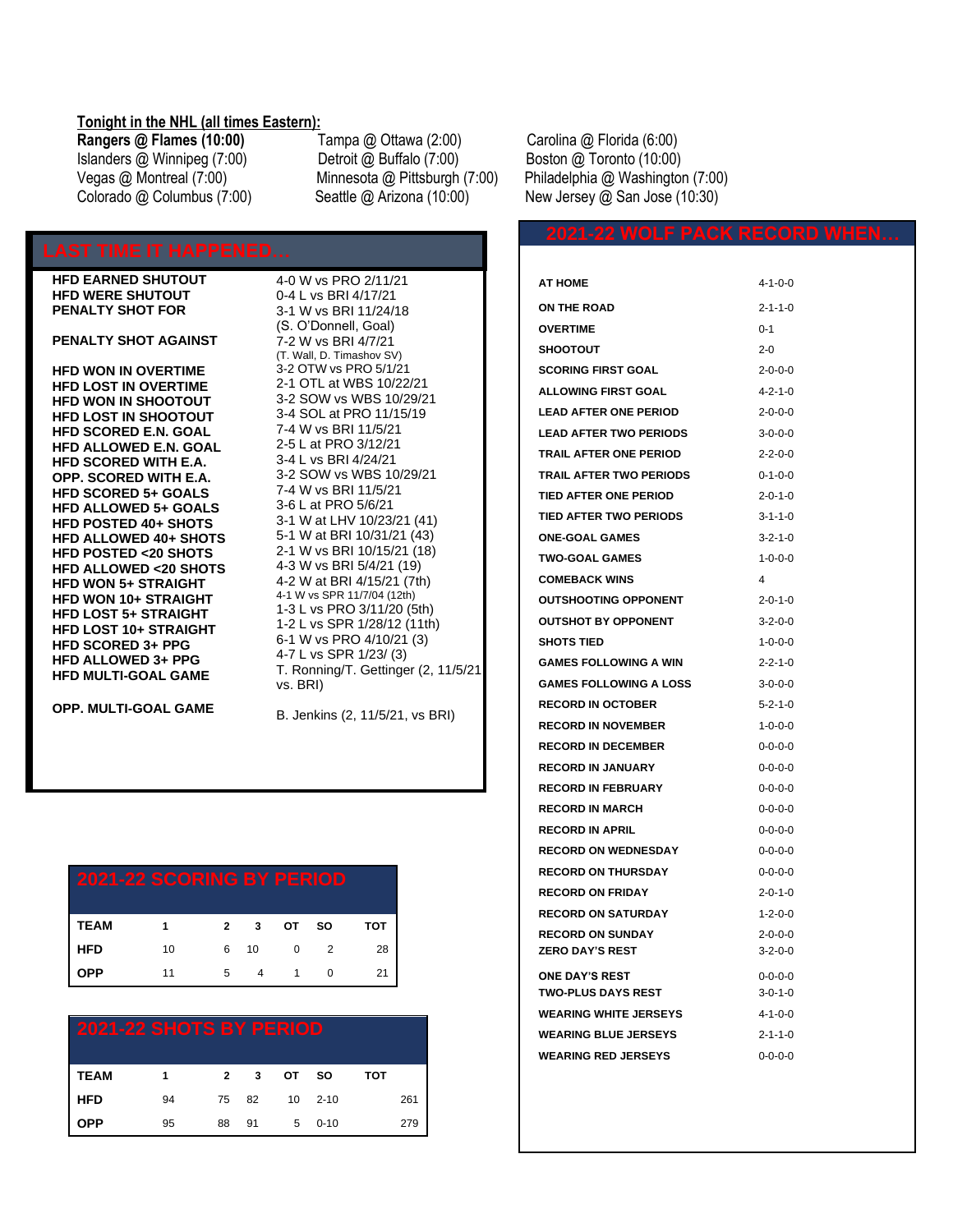## Tonight in the NHL (all times Eastern):

**Rangers @ Flames (10:00)**
Islanders @ Winnipeg (7:00)
Vegas @ Montreal (7:00)
Colorado @ Columbus (7:00)
Tampa @ Ottawa (2:00)
Detroit @ Buffalo (7:00)
Minnesota @ Pittsburgh (7:00)
Seattle @ Arizona (10:00)
Carolina @ Florida (6:00)
Boston @ Toronto (10:00)
Philadelphia @ Washington (7:00)
New Jersey @ San Jose (10:30)

## LAST TIME IT HAPPENED…

| | |
|---|---|
| **HFD EARNED SHUTOUT** | 4-0 W vs PRO 2/11/21 |
| **HFD WERE SHUTOUT** | 0-4 L vs BRI 4/17/21 |
| **PENALTY SHOT FOR** | 3-1 W vs BRI 11/24/18 (S. O'Donnell, Goal) |
| **PENALTY SHOT AGAINST** | 7-2 W vs BRI 4/7/21 (T. Wall, D. Timashov SV) |
| **HFD WON IN OVERTIME** | 3-2 OTW vs PRO 5/1/21 |
| **HFD LOST IN OVERTIME** | 2-1 OTL at WBS 10/22/21 |
| **HFD WON IN SHOOTOUT** | 3-2 SOW vs WBS 10/29/21 |
| **HFD LOST IN SHOOTOUT** | 3-4 SOL at PRO 11/15/19 |
| **HFD SCORED E.N. GOAL** | 7-4 W vs BRI 11/5/21 |
| **HFD ALLOWED E.N. GOAL** | 2-5 L at PRO 3/12/21 |
| **HFD SCORED WITH E.A.** | 3-4 L vs BRI 4/24/21 |
| **OPP. SCORED WITH E.A.** | 3-2 SOW vs WBS 10/29/21 |
| **HFD SCORED 5+ GOALS** | 7-4 W vs BRI 11/5/21 |
| **HFD ALLOWED 5+ GOALS** | 3-6 L at PRO 5/6/21 |
| **HFD POSTED 40+ SHOTS** | 3-1 W at LHV 10/23/21 (41) |
| **HFD ALLOWED 40+ SHOTS** | 5-1 W at BRI 10/31/21 (43) |
| **HFD POSTED <20 SHOTS** | 2-1 W vs BRI 10/15/21 (18) |
| **HFD ALLOWED <20 SHOTS** | 4-3 W vs BRI 5/4/21 (19) |
| **HFD WON 5+ STRAIGHT** | 4-2 W at BRI 4/15/21 (7th) |
| **HFD WON 10+ STRAIGHT** | 4-1 W vs SPR 11/7/04 (12th) |
| **HFD LOST 5+ STRAIGHT** | 1-3 L vs PRO 3/11/20 (5th) |
| **HFD LOST 10+ STRAIGHT** | 1-2 L vs SPR 1/28/12 (11th) |
| **HFD SCORED 3+ PPG** | 6-1 W vs PRO 4/10/21 (3) |
| **HFD ALLOWED 3+ PPG** | 4-7 L vs SPR 1/23/ (3) |
| **HFD MULTI-GOAL GAME** | T. Ronning/T. Gettinger (2, 11/5/21 vs. BRI) |
| **OPP. MULTI-GOAL GAME** | B. Jenkins (2, 11/5/21, vs BRI) |

## 2021-22 SCORING BY PERIOD

| TEAM | 1 | 2 | 3 | OT | SO | TOT |
|---|---|---|---|---|---|---|
| HFD | 10 | 6 | 10 | 0 | 2 | 28 |
| OPP | 11 | 5 | 4 | 1 | 0 | 21 |

## 2021-22 SHOTS BY PERIOD

| TEAM | 1 | 2 | 3 | OT | SO | TOT |
|---|---|---|---|---|---|---|
| HFD | 94 | 75 | 82 | 10 | 2-10 | 261 |
| OPP | 95 | 88 | 91 | 5 | 0-10 | 279 |

## 2021-22 WOLF PACK RECORD WHEN…

| | |
|---|---|
| **AT HOME** | 4-1-0-0 |
| **ON THE ROAD** | 2-1-1-0 |
| **OVERTIME** | 0-1 |
| **SHOOTOUT** | 2-0 |
| **SCORING FIRST GOAL** | 2-0-0-0 |
| **ALLOWING FIRST GOAL** | 4-2-1-0 |
| **LEAD AFTER ONE PERIOD** | 2-0-0-0 |
| **LEAD AFTER TWO PERIODS** | 3-0-0-0 |
| **TRAIL AFTER ONE PERIOD** | 2-2-0-0 |
| **TRAIL AFTER TWO PERIODS** | 0-1-0-0 |
| **TIED AFTER ONE PERIOD** | 2-0-1-0 |
| **TIED AFTER TWO PERIODS** | 3-1-1-0 |
| **ONE-GOAL GAMES** | 3-2-1-0 |
| **TWO-GOAL GAMES** | 1-0-0-0 |
| **COMEBACK WINS** | 4 |
| **OUTSHOOTING OPPONENT** | 2-0-1-0 |
| **OUTSHOT BY OPPONENT** | 3-2-0-0 |
| **SHOTS TIED** | 1-0-0-0 |
| **GAMES FOLLOWING A WIN** | 2-2-1-0 |
| **GAMES FOLLOWING A LOSS** | 3-0-0-0 |
| **RECORD IN OCTOBER** | 5-2-1-0 |
| **RECORD IN NOVEMBER** | 1-0-0-0 |
| **RECORD IN DECEMBER** | 0-0-0-0 |
| **RECORD IN JANUARY** | 0-0-0-0 |
| **RECORD IN FEBRUARY** | 0-0-0-0 |
| **RECORD IN MARCH** | 0-0-0-0 |
| **RECORD IN APRIL** | 0-0-0-0 |
| **RECORD ON WEDNESDAY** | 0-0-0-0 |
| **RECORD ON THURSDAY** | 0-0-0-0 |
| **RECORD ON FRIDAY** | 2-0-1-0 |
| **RECORD ON SATURDAY** | 1-2-0-0 |
| **RECORD ON SUNDAY** | 2-0-0-0 |
| **ZERO DAY'S REST** | 3-2-0-0 |
| **ONE DAY'S REST** | 0-0-0-0 |
| **TWO-PLUS DAYS REST** | 3-0-1-0 |
| **WEARING WHITE JERSEYS** | 4-1-0-0 |
| **WEARING BLUE JERSEYS** | 2-1-1-0 |
| **WEARING RED JERSEYS** | 0-0-0-0 |